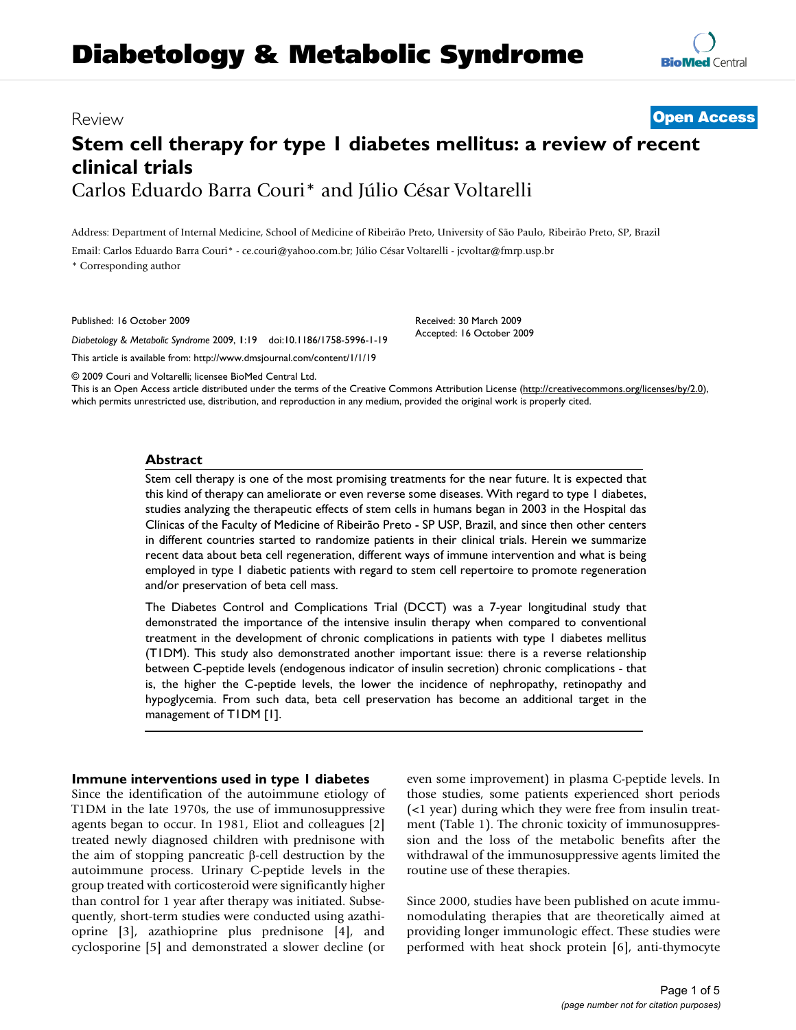# Diabetology & Metabolic Syndrome

Review **Open Access**

# Stem cell therapy for type 1 diabetes mellitus: a review of recent clinical trials

Carlos Eduardo Barra Couri* and Júlio César Voltarelli

Address: Department of Internal Medicine, School of Medicine of Ribeirão Preto, University of São Paulo, Ribeirão Preto, SP, Brazil

Email: Carlos Eduardo Barra Couri* - ce.couri@yahoo.com.br; Júlio César Voltarelli - jcvoltar@fmrp.usp.br

* Corresponding author

Published: 16 October 2009

*Diabetology & Metabolic Syndrome* 2009, **1**:19 doi:10.1186/1758-5996-1-19

This article is available from: http://www.dmsjournal.com/content/1/1/19

Received: 30 March 2009
Accepted: 16 October 2009

© 2009 Couri and Voltarelli; licensee BioMed Central Ltd.
This is an Open Access article distributed under the terms of the Creative Commons Attribution License (http://creativecommons.org/licenses/by/2.0), which permits unrestricted use, distribution, and reproduction in any medium, provided the original work is properly cited.

## Abstract

Stem cell therapy is one of the most promising treatments for the near future. It is expected that this kind of therapy can ameliorate or even reverse some diseases. With regard to type 1 diabetes, studies analyzing the therapeutic effects of stem cells in humans began in 2003 in the Hospital das Clínicas of the Faculty of Medicine of Ribeirão Preto - SP USP, Brazil, and since then other centers in different countries started to randomize patients in their clinical trials. Herein we summarize recent data about beta cell regeneration, different ways of immune intervention and what is being employed in type 1 diabetic patients with regard to stem cell repertoire to promote regeneration and/or preservation of beta cell mass.

The Diabetes Control and Complications Trial (DCCT) was a 7-year longitudinal study that demonstrated the importance of the intensive insulin therapy when compared to conventional treatment in the development of chronic complications in patients with type 1 diabetes mellitus (T1DM). This study also demonstrated another important issue: there is a reverse relationship between C-peptide levels (endogenous indicator of insulin secretion) chronic complications - that is, the higher the C-peptide levels, the lower the incidence of nephropathy, retinopathy and hypoglycemia. From such data, beta cell preservation has become an additional target in the management of T1DM [1].

## Immune interventions used in type 1 diabetes

Since the identification of the autoimmune etiology of T1DM in the late 1970s, the use of immunosuppressive agents began to occur. In 1981, Eliot and colleagues [2] treated newly diagnosed children with prednisone with the aim of stopping pancreatic β-cell destruction by the autoimmune process. Urinary C-peptide levels in the group treated with corticosteroid were significantly higher than control for 1 year after therapy was initiated. Subsequently, short-term studies were conducted using azathioprine [3], azathioprine plus prednisone [4], and cyclosporine [5] and demonstrated a slower decline (or even some improvement) in plasma C-peptide levels. In those studies, some patients experienced short periods (<1 year) during which they were free from insulin treatment (Table 1). The chronic toxicity of immunosuppression and the loss of the metabolic benefits after the withdrawal of the immunosuppressive agents limited the routine use of these therapies.

Since 2000, studies have been published on acute immunomodulating therapies that are theoretically aimed at providing longer immunologic effect. These studies were performed with heat shock protein [6], anti-thymocyte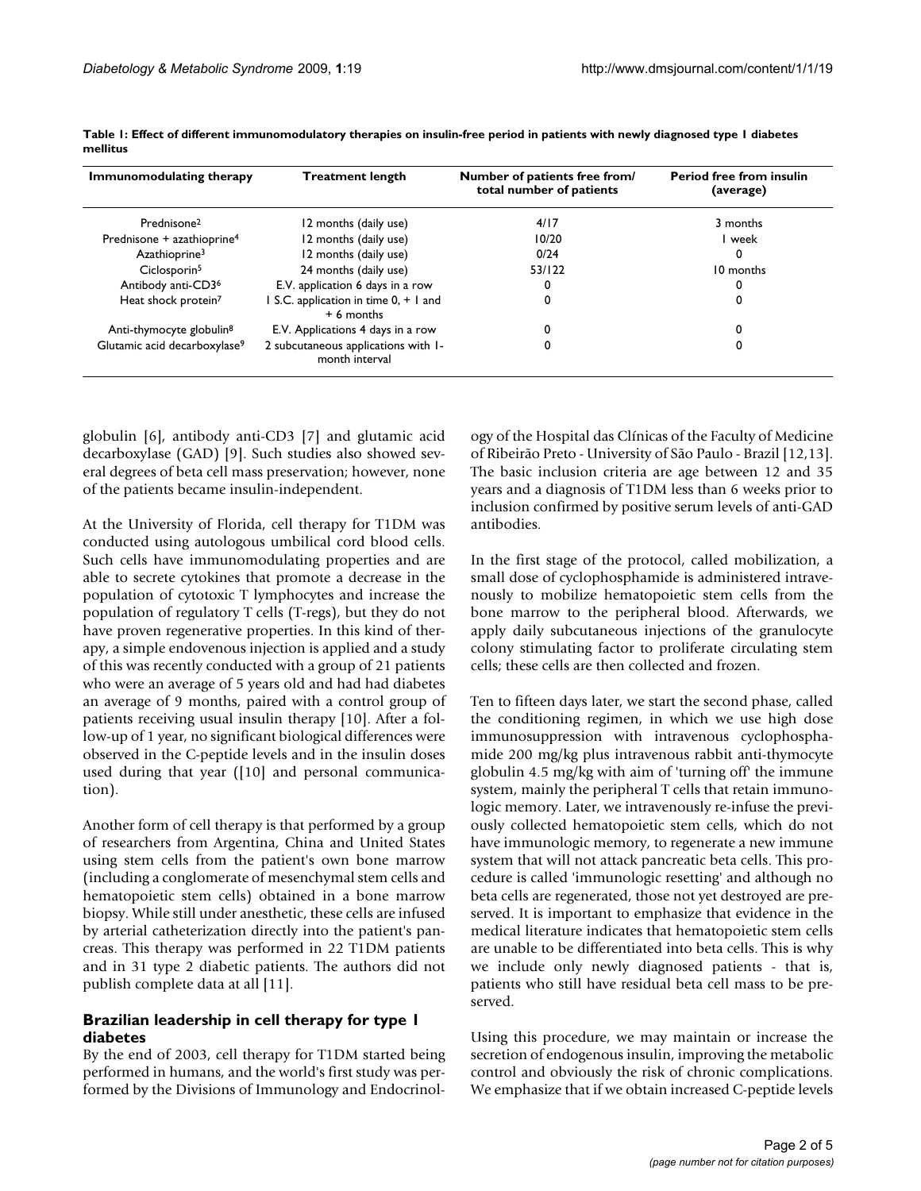**Table 1: Effect of different immunomodulatory therapies on insulin-free period in patients with newly diagnosed type 1 diabetes mellitus**

| Immunomodulating therapy | Treatment length | Number of patients free from/ total number of patients | Period free from insulin (average) |
|---|---|---|---|
| Prednisone[2] | 12 months (daily use) | 4/17 | 3 months |
| Prednisone + azathioprine[4] | 12 months (daily use) | 10/20 | 1 week |
| Azathioprine[3] | 12 months (daily use) | 0/24 | 0 |
| Ciclosporin[5] | 24 months (daily use) | 53/122 | 10 months |
| Antibody anti-CD3[6] | E.V. application 6 days in a row | 0 | 0 |
| Heat shock protein[7] | 1 S.C. application in time 0, + 1 and + 6 months | 0 | 0 |
| Anti-thymocyte globulin[8] | E.V. Applications 4 days in a row | 0 | 0 |
| Glutamic acid decarboxylase[9] | 2 subcutaneous applications with 1-month interval | 0 | 0 |

globulin [6], antibody anti-CD3 [7] and glutamic acid decarboxylase (GAD) [9]. Such studies also showed several degrees of beta cell mass preservation; however, none of the patients became insulin-independent.

At the University of Florida, cell therapy for T1DM was conducted using autologous umbilical cord blood cells. Such cells have immunomodulating properties and are able to secrete cytokines that promote a decrease in the population of cytotoxic T lymphocytes and increase the population of regulatory T cells (T-regs), but they do not have proven regenerative properties. In this kind of therapy, a simple endovenous injection is applied and a study of this was recently conducted with a group of 21 patients who were an average of 5 years old and had had diabetes an average of 9 months, paired with a control group of patients receiving usual insulin therapy [10]. After a follow-up of 1 year, no significant biological differences were observed in the C-peptide levels and in the insulin doses used during that year ([10] and personal communication).

Another form of cell therapy is that performed by a group of researchers from Argentina, China and United States using stem cells from the patient's own bone marrow (including a conglomerate of mesenchymal stem cells and hematopoietic stem cells) obtained in a bone marrow biopsy. While still under anesthetic, these cells are infused by arterial catheterization directly into the patient's pancreas. This therapy was performed in 22 T1DM patients and in 31 type 2 diabetic patients. The authors did not publish complete data at all [11].

## Brazilian leadership in cell therapy for type 1 diabetes

By the end of 2003, cell therapy for T1DM started being performed in humans, and the world's first study was performed by the Divisions of Immunology and Endocrinology of the Hospital das Clínicas of the Faculty of Medicine of Ribeirão Preto - University of São Paulo - Brazil [12,13]. The basic inclusion criteria are age between 12 and 35 years and a diagnosis of T1DM less than 6 weeks prior to inclusion confirmed by positive serum levels of anti-GAD antibodies.

In the first stage of the protocol, called mobilization, a small dose of cyclophosphamide is administered intravenously to mobilize hematopoietic stem cells from the bone marrow to the peripheral blood. Afterwards, we apply daily subcutaneous injections of the granulocyte colony stimulating factor to proliferate circulating stem cells; these cells are then collected and frozen.

Ten to fifteen days later, we start the second phase, called the conditioning regimen, in which we use high dose immunosuppression with intravenous cyclophosphamide 200 mg/kg plus intravenous rabbit anti-thymocyte globulin 4.5 mg/kg with aim of 'turning off' the immune system, mainly the peripheral T cells that retain immunologic memory. Later, we intravenously re-infuse the previously collected hematopoietic stem cells, which do not have immunologic memory, to regenerate a new immune system that will not attack pancreatic beta cells. This procedure is called 'immunologic resetting' and although no beta cells are regenerated, those not yet destroyed are preserved. It is important to emphasize that evidence in the medical literature indicates that hematopoietic stem cells are unable to be differentiated into beta cells. This is why we include only newly diagnosed patients - that is, patients who still have residual beta cell mass to be preserved.

Using this procedure, we may maintain or increase the secretion of endogenous insulin, improving the metabolic control and obviously the risk of chronic complications. We emphasize that if we obtain increased C-peptide levels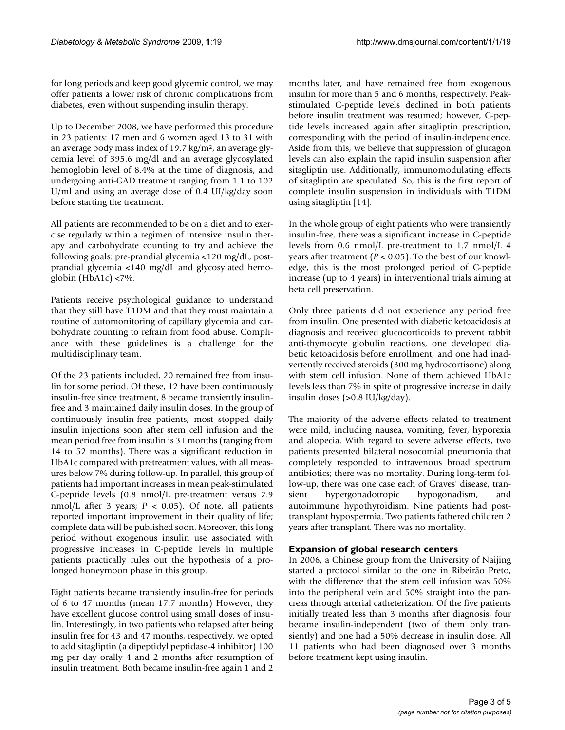for long periods and keep good glycemic control, we may offer patients a lower risk of chronic complications from diabetes, even without suspending insulin therapy.

Up to December 2008, we have performed this procedure in 23 patients: 17 men and 6 women aged 13 to 31 with an average body mass index of 19.7 kg/m$^2$, an average glycemia level of 395.6 mg/dl and an average glycosylated hemoglobin level of 8.4% at the time of diagnosis, and undergoing anti-GAD treatment ranging from 1.1 to 102 U/ml and using an average dose of 0.4 UI/kg/day soon before starting the treatment.

All patients are recommended to be on a diet and to exercise regularly within a regimen of intensive insulin therapy and carbohydrate counting to try and achieve the following goals: pre-prandial glycemia <120 mg/dL, post-prandial glycemia <140 mg/dL and glycosylated hemoglobin (HbA1c) <7%.

Patients receive psychological guidance to understand that they still have T1DM and that they must maintain a routine of automonitoring of capillary glycemia and carbohydrate counting to refrain from food abuse. Compliance with these guidelines is a challenge for the multidisciplinary team.

Of the 23 patients included, 20 remained free from insulin for some period. Of these, 12 have been continuously insulin-free since treatment, 8 became transiently insulin-free and 3 maintained daily insulin doses. In the group of continuously insulin-free patients, most stopped daily insulin injections soon after stem cell infusion and the mean period free from insulin is 31 months (ranging from 14 to 52 months). There was a significant reduction in HbA1c compared with pretreatment values, with all measures below 7% during follow-up. In parallel, this group of patients had important increases in mean peak-stimulated C-peptide levels (0.8 nmol/L pre-treatment versus 2.9 nmol/L after 3 years; $P < 0.05$). Of note, all patients reported important improvement in their quality of life; complete data will be published soon. Moreover, this long period without exogenous insulin use associated with progressive increases in C-peptide levels in multiple patients practically rules out the hypothesis of a prolonged honeymoon phase in this group.

Eight patients became transiently insulin-free for periods of 6 to 47 months (mean 17.7 months) However, they have excellent glucose control using small doses of insulin. Interestingly, in two patients who relapsed after being insulin free for 43 and 47 months, respectively, we opted to add sitagliptin (a dipeptidyl peptidase-4 inhibitor) 100 mg per day orally 4 and 2 months after resumption of insulin treatment. Both became insulin-free again 1 and 2 months later, and have remained free from exogenous insulin for more than 5 and 6 months, respectively. Peak-stimulated C-peptide levels declined in both patients before insulin treatment was resumed; however, C-peptide levels increased again after sitagliptin prescription, corresponding with the period of insulin-independence. Aside from this, we believe that suppression of glucagon levels can also explain the rapid insulin suspension after sitagliptin use. Additionally, immunomodulating effects of sitagliptin are speculated. So, this is the first report of complete insulin suspension in individuals with T1DM using sitagliptin [14].

In the whole group of eight patients who were transiently insulin-free, there was a significant increase in C-peptide levels from 0.6 nmol/L pre-treatment to 1.7 nmol/L 4 years after treatment ($P < 0.05$). To the best of our knowledge, this is the most prolonged period of C-peptide increase (up to 4 years) in interventional trials aiming at beta cell preservation.

Only three patients did not experience any period free from insulin. One presented with diabetic ketoacidosis at diagnosis and received glucocorticoids to prevent rabbit anti-thymocyte globulin reactions, one developed diabetic ketoacidosis before enrollment, and one had inadvertently received steroids (300 mg hydrocortisone) along with stem cell infusion. None of them achieved HbA1c levels less than 7% in spite of progressive increase in daily insulin doses (>0.8 IU/kg/day).

The majority of the adverse effects related to treatment were mild, including nausea, vomiting, fever, hyporexia and alopecia. With regard to severe adverse effects, two patients presented bilateral nosocomial pneumonia that completely responded to intravenous broad spectrum antibiotics; there was no mortality. During long-term follow-up, there was one case each of Graves' disease, transient hypergonadotropic hypogonadism, and autoimmune hypothyroidism. Nine patients had post-transplant hypospermia. Two patients fathered children 2 years after transplant. There was no mortality.

## Expansion of global research centers

In 2006, a Chinese group from the University of Naijing started a protocol similar to the one in Ribeirão Preto, with the difference that the stem cell infusion was 50% into the peripheral vein and 50% straight into the pancreas through arterial catheterization. Of the five patients initially treated less than 3 months after diagnosis, four became insulin-independent (two of them only transiently) and one had a 50% decrease in insulin dose. All 11 patients who had been diagnosed over 3 months before treatment kept using insulin.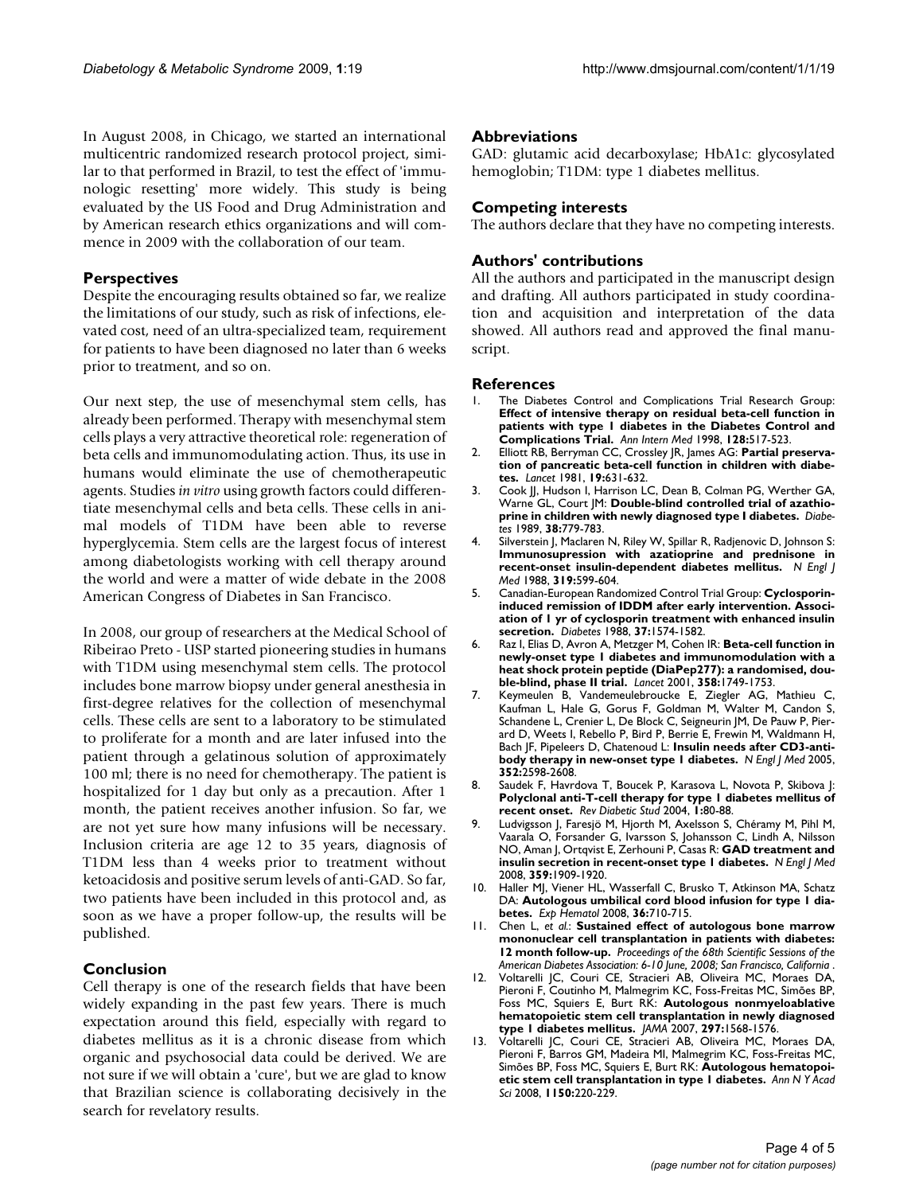In August 2008, in Chicago, we started an international multicentric randomized research protocol project, similar to that performed in Brazil, to test the effect of 'immunologic resetting' more widely. This study is being evaluated by the US Food and Drug Administration and by American research ethics organizations and will commence in 2009 with the collaboration of our team.

## Perspectives

Despite the encouraging results obtained so far, we realize the limitations of our study, such as risk of infections, elevated cost, need of an ultra-specialized team, requirement for patients to have been diagnosed no later than 6 weeks prior to treatment, and so on.

Our next step, the use of mesenchymal stem cells, has already been performed. Therapy with mesenchymal stem cells plays a very attractive theoretical role: regeneration of beta cells and immunomodulating action. Thus, its use in humans would eliminate the use of chemotherapeutic agents. Studies *in vitro* using growth factors could differentiate mesenchymal cells and beta cells. These cells in animal models of T1DM have been able to reverse hyperglycemia. Stem cells are the largest focus of interest among diabetologists working with cell therapy around the world and were a matter of wide debate in the 2008 American Congress of Diabetes in San Francisco.

In 2008, our group of researchers at the Medical School of Ribeirao Preto - USP started pioneering studies in humans with T1DM using mesenchymal stem cells. The protocol includes bone marrow biopsy under general anesthesia in first-degree relatives for the collection of mesenchymal cells. These cells are sent to a laboratory to be stimulated to proliferate for a month and are later infused into the patient through a gelatinous solution of approximately 100 ml; there is no need for chemotherapy. The patient is hospitalized for 1 day but only as a precaution. After 1 month, the patient receives another infusion. So far, we are not yet sure how many infusions will be necessary. Inclusion criteria are age 12 to 35 years, diagnosis of T1DM less than 4 weeks prior to treatment without ketoacidosis and positive serum levels of anti-GAD. So far, two patients have been included in this protocol and, as soon as we have a proper follow-up, the results will be published.

## Conclusion

Cell therapy is one of the research fields that have been widely expanding in the past few years. There is much expectation around this field, especially with regard to diabetes mellitus as it is a chronic disease from which organic and psychosocial data could be derived. We are not sure if we will obtain a 'cure', but we are glad to know that Brazilian science is collaborating decisively in the search for revelatory results.

## Abbreviations

GAD: glutamic acid decarboxylase; HbA1c: glycosylated hemoglobin; T1DM: type 1 diabetes mellitus.

## Competing interests

The authors declare that they have no competing interests.

## Authors' contributions

All the authors and participated in the manuscript design and drafting. All authors participated in study coordination and acquisition and interpretation of the data showed. All authors read and approved the final manuscript.

## References

1. The Diabetes Control and Complications Trial Research Group: **Effect of intensive therapy on residual beta-cell function in patients with type 1 diabetes in the Diabetes Control and Complications Trial.** *Ann Intern Med* 1998, **128:**517-523.
2. Elliott RB, Berryman CC, Crossley JR, James AG: **Partial preservation of pancreatic beta-cell function in children with diabetes.** *Lancet* 1981, **19:**631-632.
3. Cook JJ, Hudson I, Harrison LC, Dean B, Colman PG, Werther GA, Warne GL, Court JM: **Double-blind controlled trial of azathioprine in children with newly diagnosed type I diabetes.** *Diabetes* 1989, **38:**779-783.
4. Silverstein J, Maclaren N, Riley W, Spillar R, Radjenovic D, Johnson S: **Immunosupression with azatioprine and prednisone in recent-onset insulin-dependent diabetes mellitus.** *N Engl J Med* 1988, **319:**599-604.
5. Canadian-European Randomized Control Trial Group: **Cyclosporin-induced remission of IDDM after early intervention. Association of 1 yr of cyclosporin treatment with enhanced insulin secretion.** *Diabetes* 1988, **37:**1574-1582.
6. Raz I, Elias D, Avron A, Metzger M, Cohen IR: **Beta-cell function in newly-onset type 1 diabetes and immunomodulation with a heat shock protein peptide (DiaPep277): a randomised, double-blind, phase II trial.** *Lancet* 2001, **358:**1749-1753.
7. Keymeulen B, Vandemeulebroucke E, Ziegler AG, Mathieu C, Kaufman L, Hale G, Gorus F, Goldman M, Walter M, Candon S, Schandene L, Crenier L, De Block C, Seigneurin JM, De Pauw P, Pierard D, Weets I, Rebello P, Bird P, Berrie E, Frewin M, Waldmann H, Bach JF, Pipeleers D, Chatenoud L: **Insulin needs after CD3-antibody therapy in new-onset type 1 diabetes.** *N Engl J Med* 2005, **352:**2598-2608.
8. Saudek F, Havrdova T, Boucek P, Karasova L, Novota P, Skibova J: **Polyclonal anti-T-cell therapy for type 1 diabetes mellitus of recent onset.** *Rev Diabetic Stud* 2004, **1:**80-88.
9. Ludvigsson J, Faresjö M, Hjorth M, Axelsson S, Chéramy M, Pihl M, Vaarala O, Forsander G, Ivarsson S, Johansson C, Lindh A, Nilsson NO, Aman J, Ortqvist E, Zerhouni P, Casas R: **GAD treatment and insulin secretion in recent-onset type 1 diabetes.** *N Engl J Med* 2008, **359:**1909-1920.
10. Haller MJ, Viener HL, Wasserfall C, Brusko T, Atkinson MA, Schatz DA: **Autologous umbilical cord blood infusion for type 1 diabetes.** *Exp Hematol* 2008, **36:**710-715.
11. Chen L, *et al.*: **Sustained effect of autologous bone marrow mononuclear cell transplantation in patients with diabetes: 12 month follow-up.** *Proceedings of the 68th Scientific Sessions of the American Diabetes Association: 6-10 June, 2008; San Francisco, California* .
12. Voltarelli JC, Couri CE, Stracieri AB, Oliveira MC, Moraes DA, Pieroni F, Coutinho M, Malmegrim KC, Foss-Freitas MC, Simões BP, Foss MC, Squiers E, Burt RK: **Autologous nonmyeloablative hematopoietic stem cell transplantation in newly diagnosed type 1 diabetes mellitus.** *JAMA* 2007, **297:**1568-1576.
13. Voltarelli JC, Couri CE, Stracieri AB, Oliveira MC, Moraes DA, Pieroni F, Barros GM, Madeira MI, Malmegrim KC, Foss-Freitas MC, Simões BP, Foss MC, Squiers E, Burt RK: **Autologous hematopoietic stem cell transplantation in type 1 diabetes.** *Ann N Y Acad Sci* 2008, **1150:**220-229.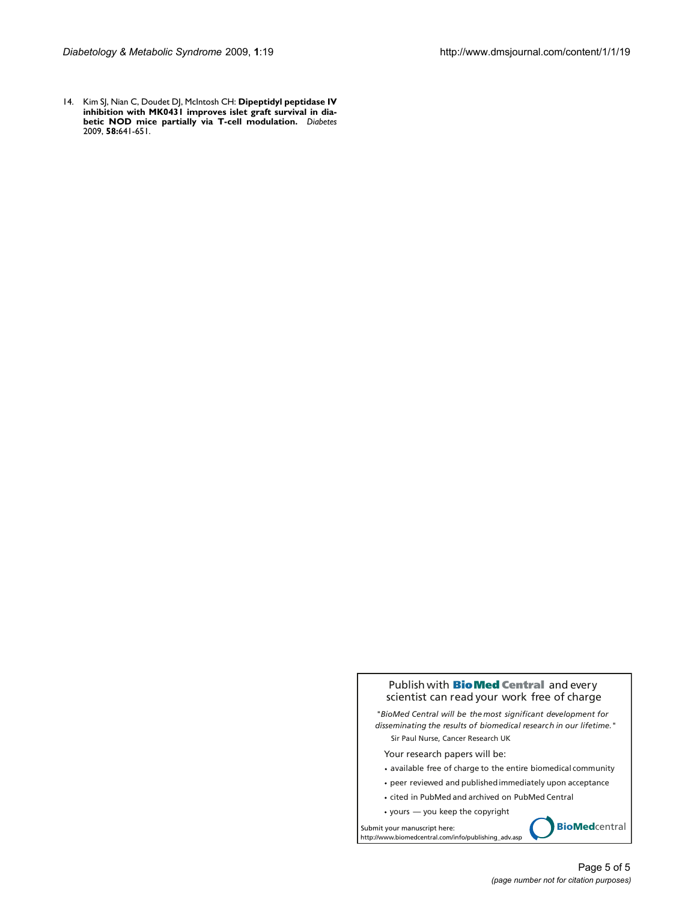14. Kim SJ, Nian C, Doudet DJ, McIntosh CH: **Dipeptidyl peptidase IV inhibition with MK0431 improves islet graft survival in diabetic NOD mice partially via T-cell modulation.** *Diabetes* 2009, **58:**641-651.

Publish with **BioMed Central** and every scientist can read your work free of charge

*"BioMed Central will be the most significant development for disseminating the results of biomedical research in our lifetime."*

Sir Paul Nurse, Cancer Research UK

Your research papers will be:

- available free of charge to the entire biomedical community
- peer reviewed and published immediately upon acceptance
- cited in PubMed and archived on PubMed Central
- yours — you keep the copyright

Submit your manuscript here:
http://www.biomedcentral.com/info/publishing_adv.asp

**BioMed**central